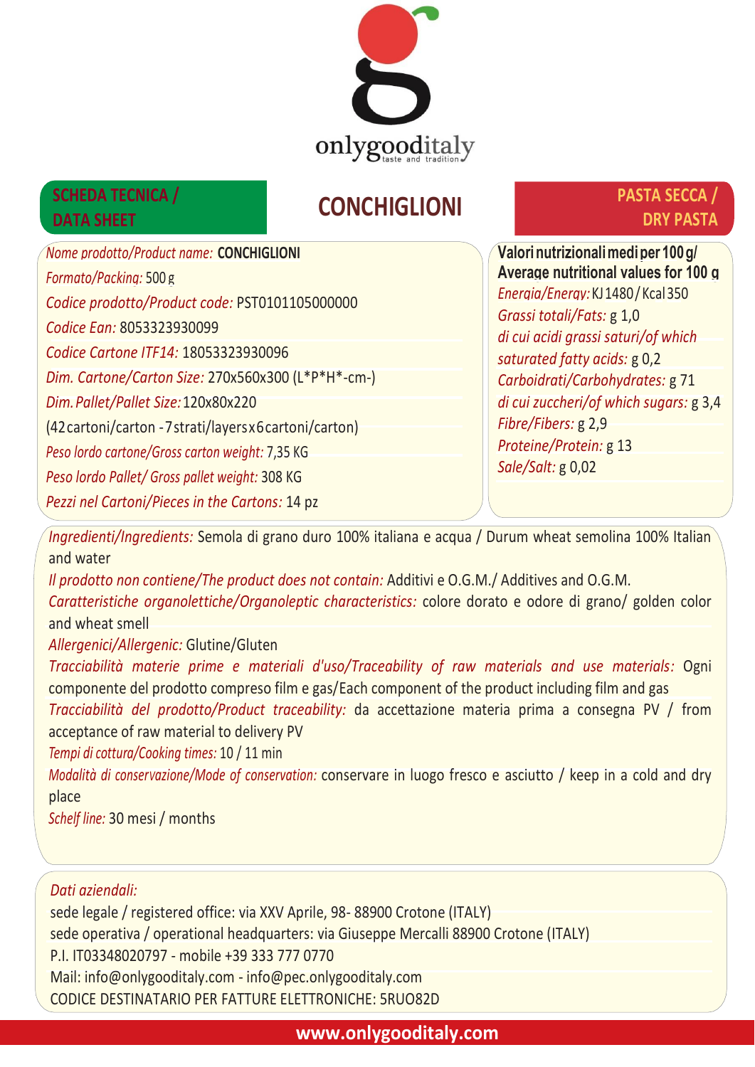onlygooditaly
taste and tradition

**SCHEDA TECNICA / DATA SHEET**

# CONCHIGLIONI

**PASTA SECCA / DRY PASTA**

*Nome prodotto/Product name:* **CONCHIGLIONI**
*Formato/Packing:* 500 g
*Codice prodotto/Product code:* PST0101105000000
*Codice Ean:* 8053323930099
*Codice Cartone ITF14:* 18053323930096
*Dim. Cartone/Carton Size:* 270x560x300 (L*P*H*-cm-)
*Dim. Pallet/Pallet Size:* 120x80x220
(42 cartoni/carton - 7 strati/layers x 6 cartoni/carton)
*Peso lordo cartone/Gross carton weight:* 7,35 KG
*Peso lordo Pallet/ Gross pallet weight:* 308 KG
*Pezzi nel Cartoni/Pieces in the Cartons:* 14 pz

**Valori nutrizionali medi per 100 g/ Average nutritional values for 100 g**
*Energia/Energy:* KJ 1480 / Kcal 350
*Grassi totali/Fats:* g 1,0
*di cui acidi grassi saturi/of which saturated fatty acids:* g 0,2
*Carboidrati/Carbohydrates:* g 71
*di cui zuccheri/of which sugars:* g 3,4
*Fibre/Fibers:* g 2,9
*Proteine/Protein:* g 13
*Sale/Salt:* g 0,02

*Ingredienti/Ingredients:* Semola di grano duro 100% italiana e acqua / Durum wheat semolina 100% Italian and water
*Il prodotto non contiene/The product does not contain:* Additivi e O.G.M./ Additives and O.G.M.
*Caratteristiche organolettiche/Organoleptic characteristics:* colore dorato e odore di grano/ golden color and wheat smell
*Allergenici/Allergenic:* Glutine/Gluten
*Tracciabilità materie prime e materiali d'uso/Traceability of raw materials and use materials:* Ogni componente del prodotto compreso film e gas/Each component of the product including film and gas
*Tracciabilità del prodotto/Product traceability:* da accettazione materia prima a consegna PV / from acceptance of raw material to delivery PV
*Tempi di cottura/Cooking times:* 10 / 11 min
*Modalità di conservazione/Mode of conservation:* conservare in luogo fresco e asciutto / keep in a cold and dry place
*Schelf line:* 30 mesi / months

*Dati aziendali:*
sede legale / registered office: via XXV Aprile, 98- 88900 Crotone (ITALY)
sede operativa / operational headquarters: via Giuseppe Mercalli 88900 Crotone (ITALY)
P.I. IT03348020797 - mobile +39 333 777 0770
Mail: info@onlygooditaly.com - info@pec.onlygooditaly.com
CODICE DESTINATARIO PER FATTURE ELETTRONICHE: 5RUO82D

**www.onlygooditaly.com**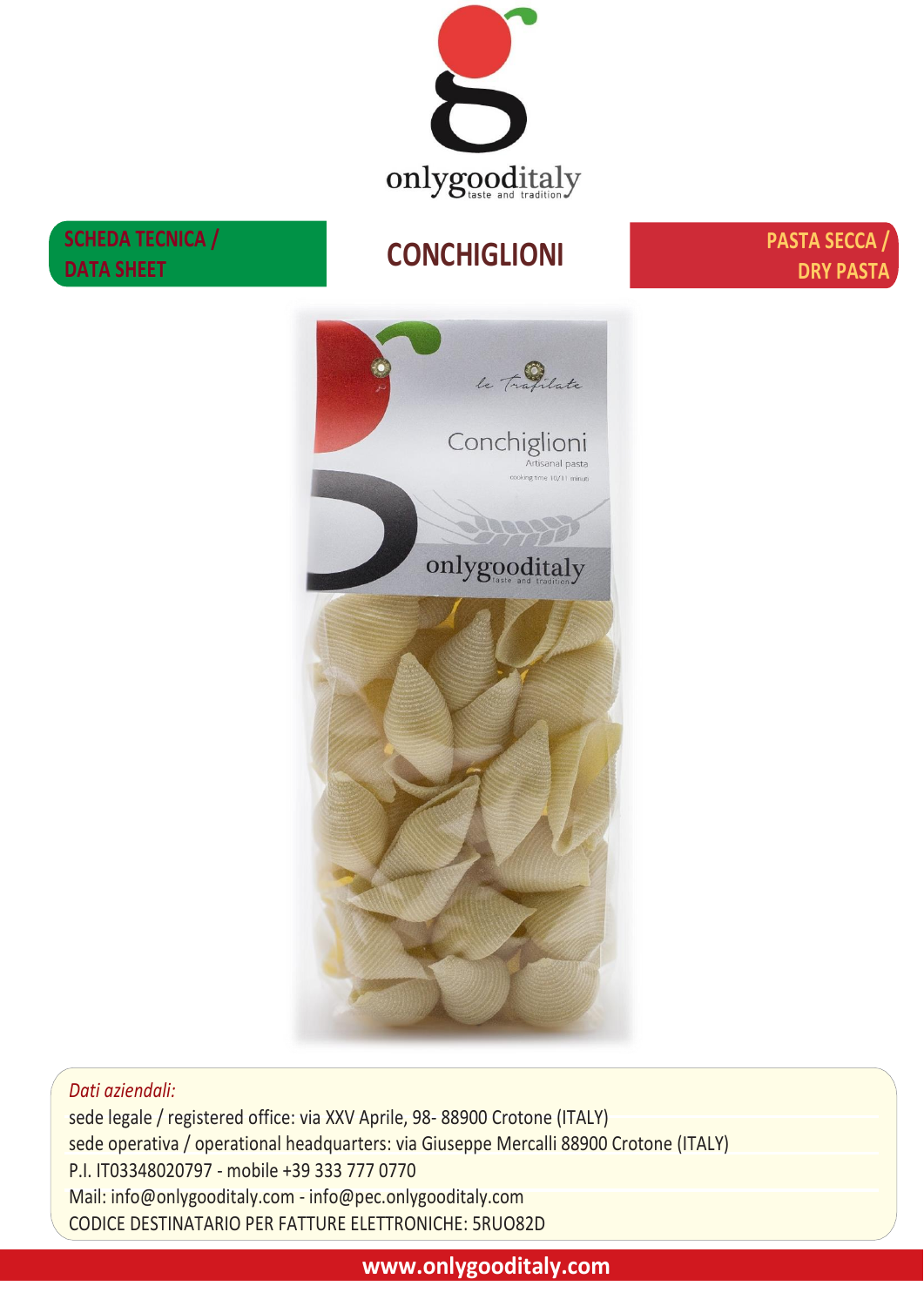onlygooditaly
taste and tradition

SCHEDA TECNICA / DATA SHEET

# CONCHIGLIONI

PASTA SECCA / DRY PASTA

*Dati aziendali:*

sede legale / registered office: via XXV Aprile, 98- 88900 Crotone (ITALY)

sede operativa / operational headquarters: via Giuseppe Mercalli 88900 Crotone (ITALY)

P.I. IT03348020797 - mobile +39 333 777 0770

Mail: info@onlygooditaly.com - info@pec.onlygooditaly.com

CODICE DESTINATARIO PER FATTURE ELETTRONICHE: 5RUO82D

**www.onlygooditaly.com**